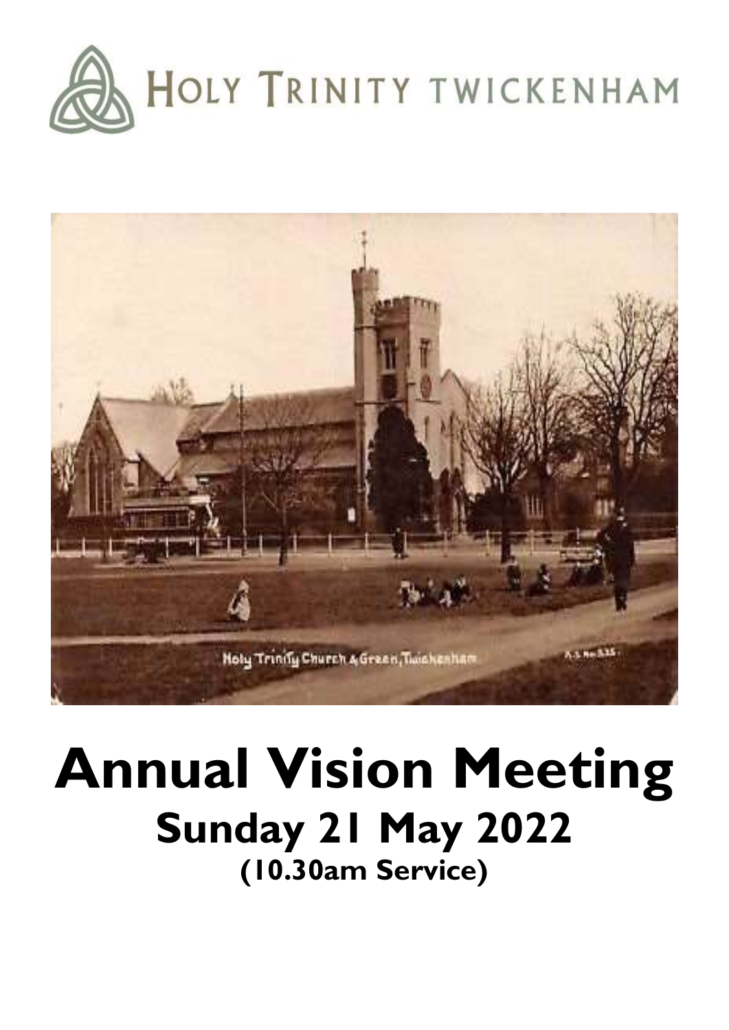HOLY TRINITY TWICKENHAM

# Annual Vision Meeting

## Sunday 21 May 2022

### (10.30am Service)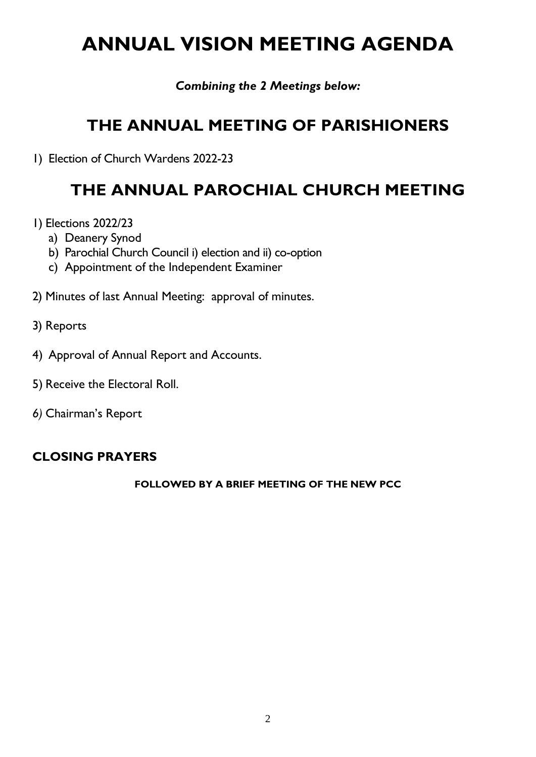# ANNUAL VISION MEETING AGENDA

***Combining the 2 Meetings below:***

## THE ANNUAL MEETING OF PARISHIONERS

1) Election of Church Wardens 2022-23

## THE ANNUAL PAROCHIAL CHURCH MEETING

1) Elections 2022/23
   a) Deanery Synod
   b) Parochial Church Council i) election and ii) co-option
   c) Appointment of the Independent Examiner

2) Minutes of last Annual Meeting: approval of minutes.

3) Reports

4) Approval of Annual Report and Accounts.

5) Receive the Electoral Roll.

6) Chairman's Report

**CLOSING PRAYERS**

**FOLLOWED BY A BRIEF MEETING OF THE NEW PCC**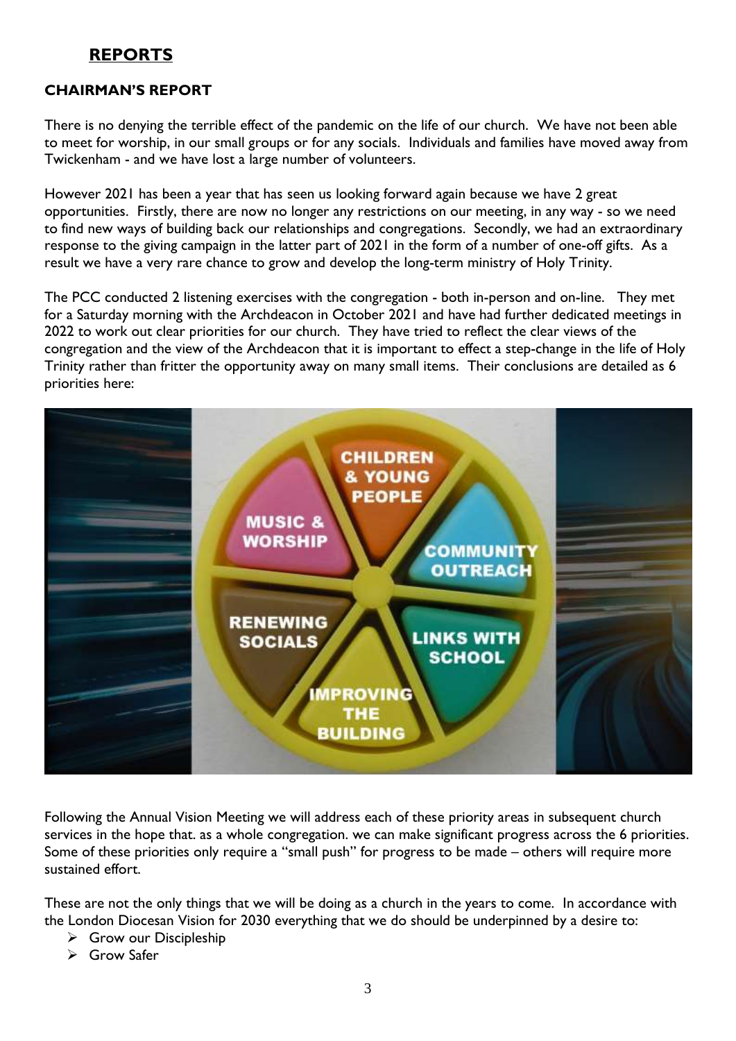# REPORTS

## CHAIRMAN'S REPORT

There is no denying the terrible effect of the pandemic on the life of our church. We have not been able to meet for worship, in our small groups or for any socials. Individuals and families have moved away from Twickenham - and we have lost a large number of volunteers.

However 2021 has been a year that has seen us looking forward again because we have 2 great opportunities. Firstly, there are now no longer any restrictions on our meeting, in any way - so we need to find new ways of building back our relationships and congregations. Secondly, we had an extraordinary response to the giving campaign in the latter part of 2021 in the form of a number of one-off gifts. As a result we have a very rare chance to grow and develop the long-term ministry of Holy Trinity.

The PCC conducted 2 listening exercises with the congregation - both in-person and on-line. They met for a Saturday morning with the Archdeacon in October 2021 and have had further dedicated meetings in 2022 to work out clear priorities for our church. They have tried to reflect the clear views of the congregation and the view of the Archdeacon that it is important to effect a step-change in the life of Holy Trinity rather than fritter the opportunity away on many small items. Their conclusions are detailed as 6 priorities here:

- CHILDREN & YOUNG PEOPLE
- COMMUNITY OUTREACH
- LINKS WITH SCHOOL
- IMPROVING THE BUILDING
- RENEWING SOCIALS
- MUSIC & WORSHIP

Following the Annual Vision Meeting we will address each of these priority areas in subsequent church services in the hope that. as a whole congregation. we can make significant progress across the 6 priorities. Some of these priorities only require a "small push" for progress to be made – others will require more sustained effort.

These are not the only things that we will be doing as a church in the years to come. In accordance with the London Diocesan Vision for 2030 everything that we do should be underpinned by a desire to:

- Grow our Discipleship
- Grow Safer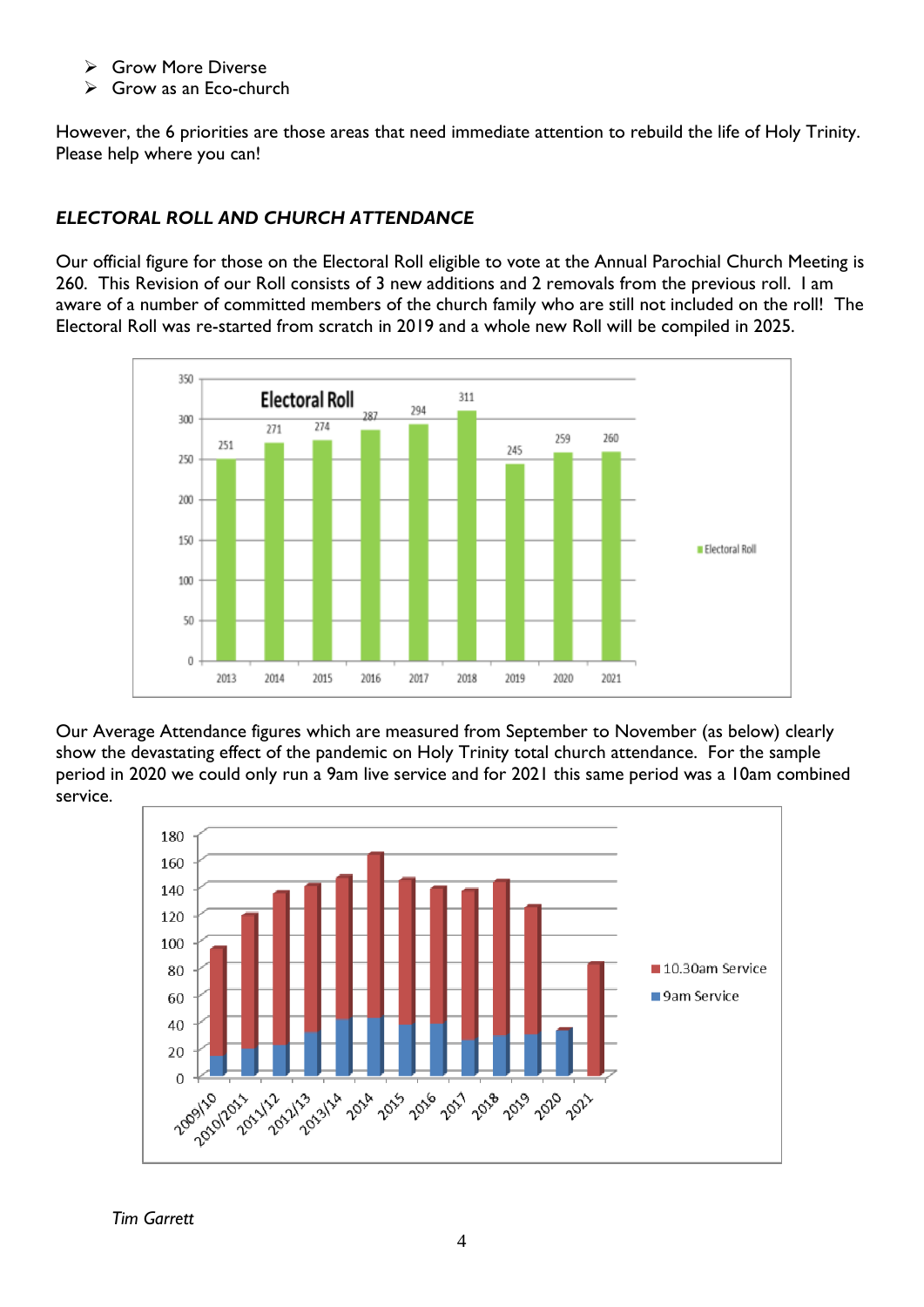- Grow More Diverse
- Grow as an Eco-church

However, the 6 priorities are those areas that need immediate attention to rebuild the life of Holy Trinity. Please help where you can!

### *ELECTORAL ROLL AND CHURCH ATTENDANCE*

Our official figure for those on the Electoral Roll eligible to vote at the Annual Parochial Church Meeting is 260. This Revision of our Roll consists of 3 new additions and 2 removals from the previous roll. I am aware of a number of committed members of the church family who are still not included on the roll! The Electoral Roll was re-started from scratch in 2019 and a whole new Roll will be compiled in 2025.

**Electoral Roll**

| Year | Electoral Roll |
|---|---|
| 2013 | 251 |
| 2014 | 271 |
| 2015 | 274 |
| 2016 | 287 |
| 2017 | 294 |
| 2018 | 311 |
| 2019 | 245 |
| 2020 | 259 |
| 2021 | 260 |

Our Average Attendance figures which are measured from September to November (as below) clearly show the devastating effect of the pandemic on Holy Trinity total church attendance. For the sample period in 2020 we could only run a 9am live service and for 2021 this same period was a 10am combined service.

*Tim Garrett*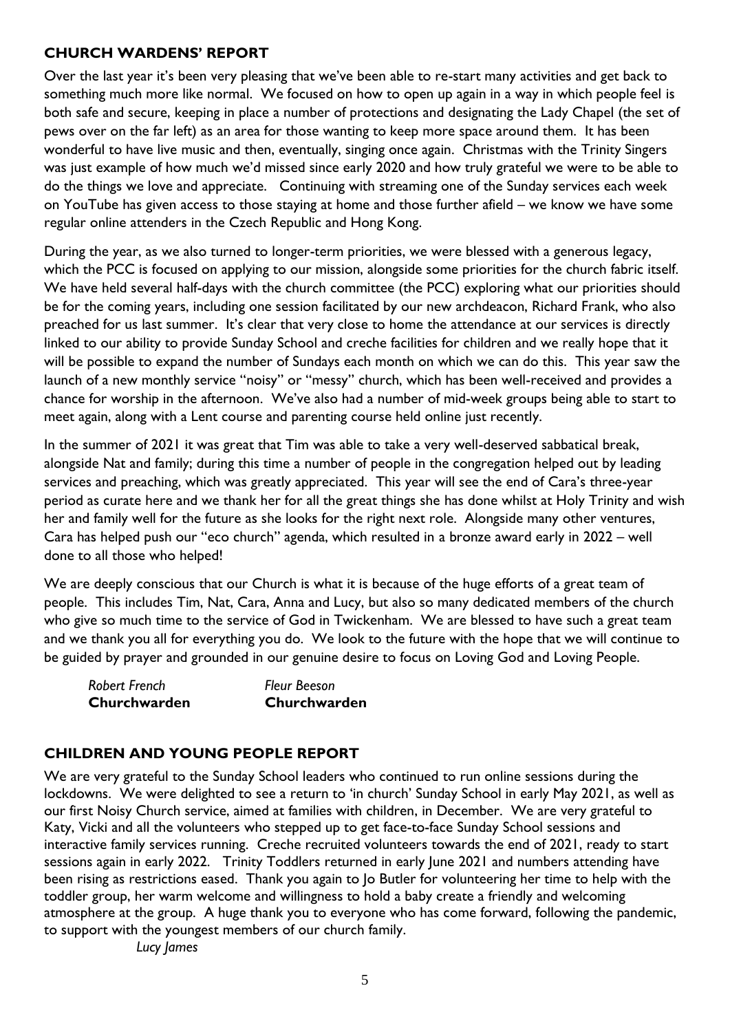## CHURCH WARDENS' REPORT

Over the last year it's been very pleasing that we've been able to re-start many activities and get back to something much more like normal. We focused on how to open up again in a way in which people feel is both safe and secure, keeping in place a number of protections and designating the Lady Chapel (the set of pews over on the far left) as an area for those wanting to keep more space around them. It has been wonderful to have live music and then, eventually, singing once again. Christmas with the Trinity Singers was just example of how much we'd missed since early 2020 and how truly grateful we were to be able to do the things we love and appreciate. Continuing with streaming one of the Sunday services each week on YouTube has given access to those staying at home and those further afield – we know we have some regular online attenders in the Czech Republic and Hong Kong.

During the year, as we also turned to longer-term priorities, we were blessed with a generous legacy, which the PCC is focused on applying to our mission, alongside some priorities for the church fabric itself. We have held several half-days with the church committee (the PCC) exploring what our priorities should be for the coming years, including one session facilitated by our new archdeacon, Richard Frank, who also preached for us last summer. It's clear that very close to home the attendance at our services is directly linked to our ability to provide Sunday School and creche facilities for children and we really hope that it will be possible to expand the number of Sundays each month on which we can do this. This year saw the launch of a new monthly service "noisy" or "messy" church, which has been well-received and provides a chance for worship in the afternoon. We've also had a number of mid-week groups being able to start to meet again, along with a Lent course and parenting course held online just recently.

In the summer of 2021 it was great that Tim was able to take a very well-deserved sabbatical break, alongside Nat and family; during this time a number of people in the congregation helped out by leading services and preaching, which was greatly appreciated. This year will see the end of Cara's three-year period as curate here and we thank her for all the great things she has done whilst at Holy Trinity and wish her and family well for the future as she looks for the right next role. Alongside many other ventures, Cara has helped push our "eco church" agenda, which resulted in a bronze award early in 2022 – well done to all those who helped!

We are deeply conscious that our Church is what it is because of the huge efforts of a great team of people. This includes Tim, Nat, Cara, Anna and Lucy, but also so many dedicated members of the church who give so much time to the service of God in Twickenham. We are blessed to have such a great team and we thank you all for everything you do. We look to the future with the hope that we will continue to be guided by prayer and grounded in our genuine desire to focus on Loving God and Loving People.

*Robert French*
**Churchwarden**

*Fleur Beeson*
**Churchwarden**

## CHILDREN AND YOUNG PEOPLE REPORT

We are very grateful to the Sunday School leaders who continued to run online sessions during the lockdowns. We were delighted to see a return to 'in church' Sunday School in early May 2021, as well as our first Noisy Church service, aimed at families with children, in December. We are very grateful to Katy, Vicki and all the volunteers who stepped up to get face-to-face Sunday School sessions and interactive family services running. Creche recruited volunteers towards the end of 2021, ready to start sessions again in early 2022. Trinity Toddlers returned in early June 2021 and numbers attending have been rising as restrictions eased. Thank you again to Jo Butler for volunteering her time to help with the toddler group, her warm welcome and willingness to hold a baby create a friendly and welcoming atmosphere at the group. A huge thank you to everyone who has come forward, following the pandemic, to support with the youngest members of our church family.

*Lucy James*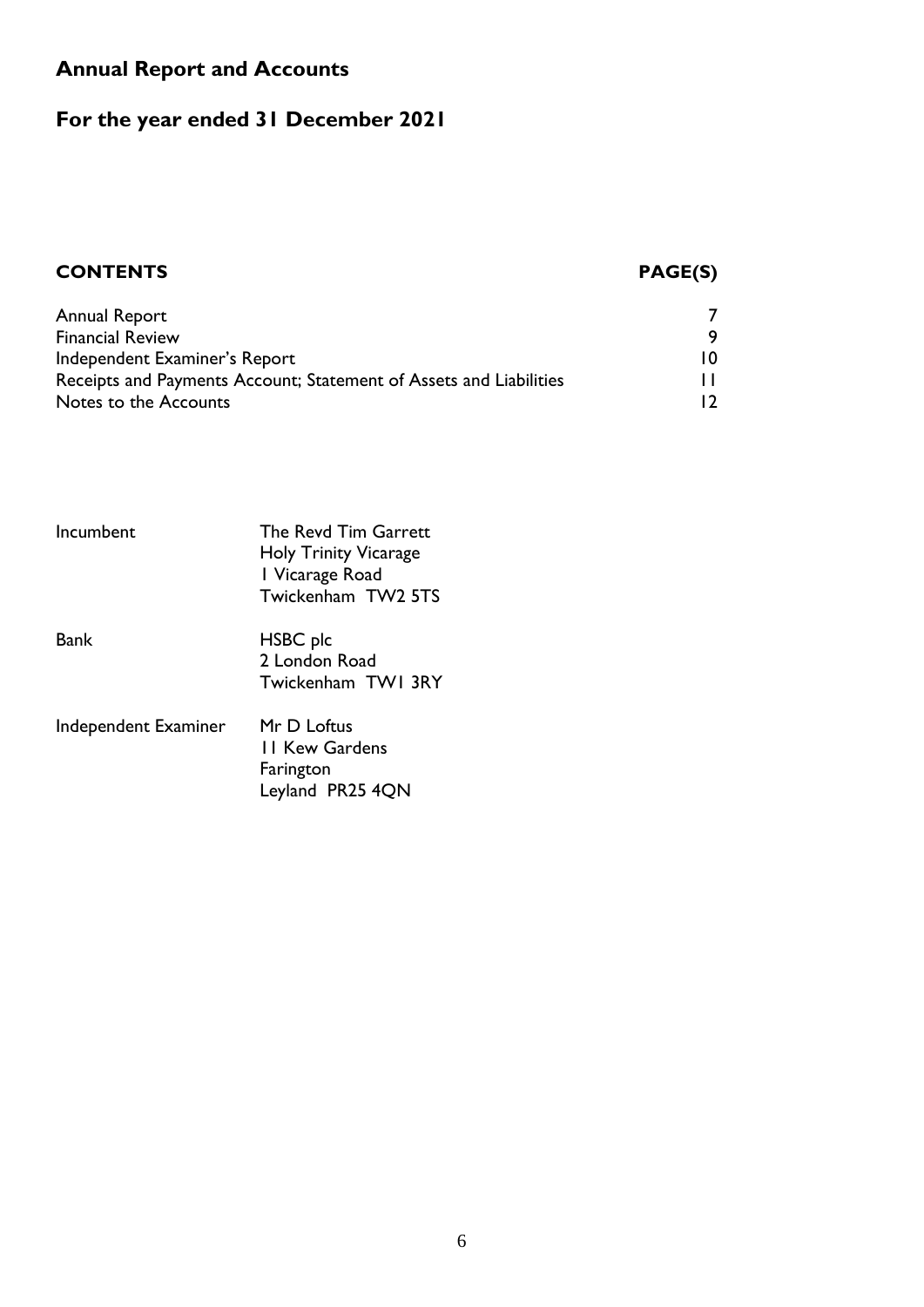# Annual Report and Accounts

## For the year ended 31 December 2021

| CONTENTS | PAGE(S) |
|---|---|
| Annual Report | 7 |
| Financial Review | 9 |
| Independent Examiner's Report | 10 |
| Receipts and Payments Account; Statement of Assets and Liabilities | 11 |
| Notes to the Accounts | 12 |

| | |
|---|---|
| Incumbent | The Revd Tim Garrett<br>Holy Trinity Vicarage<br>1 Vicarage Road<br>Twickenham TW2 5TS |
| Bank | HSBC plc<br>2 London Road<br>Twickenham TW1 3RY |
| Independent Examiner | Mr D Loftus<br>11 Kew Gardens<br>Farington<br>Leyland PR25 4QN |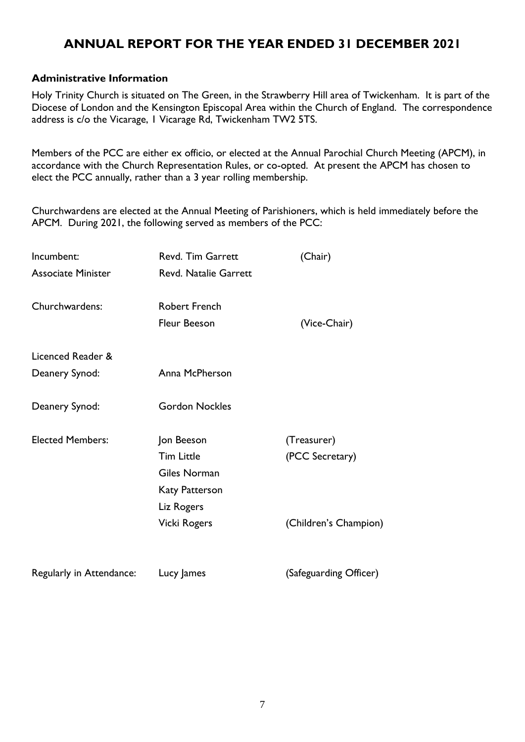# ANNUAL REPORT FOR THE YEAR ENDED 31 DECEMBER 2021

### Administrative Information

Holy Trinity Church is situated on The Green, in the Strawberry Hill area of Twickenham. It is part of the Diocese of London and the Kensington Episcopal Area within the Church of England. The correspondence address is c/o the Vicarage, 1 Vicarage Rd, Twickenham TW2 5TS.

Members of the PCC are either ex officio, or elected at the Annual Parochial Church Meeting (APCM), in accordance with the Church Representation Rules, or co-opted. At present the APCM has chosen to elect the PCC annually, rather than a 3 year rolling membership.

Churchwardens are elected at the Annual Meeting of Parishioners, which is held immediately before the APCM. During 2021, the following served as members of the PCC:

| | | |
|---|---|---|
| Incumbent: | Revd. Tim Garrett | (Chair) |
| Associate Minister | Revd. Natalie Garrett | |
| Churchwardens: | Robert French | |
| | Fleur Beeson | (Vice-Chair) |
| Licenced Reader & Deanery Synod: | Anna McPherson | |
| Deanery Synod: | Gordon Nockles | |
| Elected Members: | Jon Beeson | (Treasurer) |
| | Tim Little | (PCC Secretary) |
| | Giles Norman | |
| | Katy Patterson | |
| | Liz Rogers | |
| | Vicki Rogers | (Children's Champion) |
| Regularly in Attendance: | Lucy James | (Safeguarding Officer) |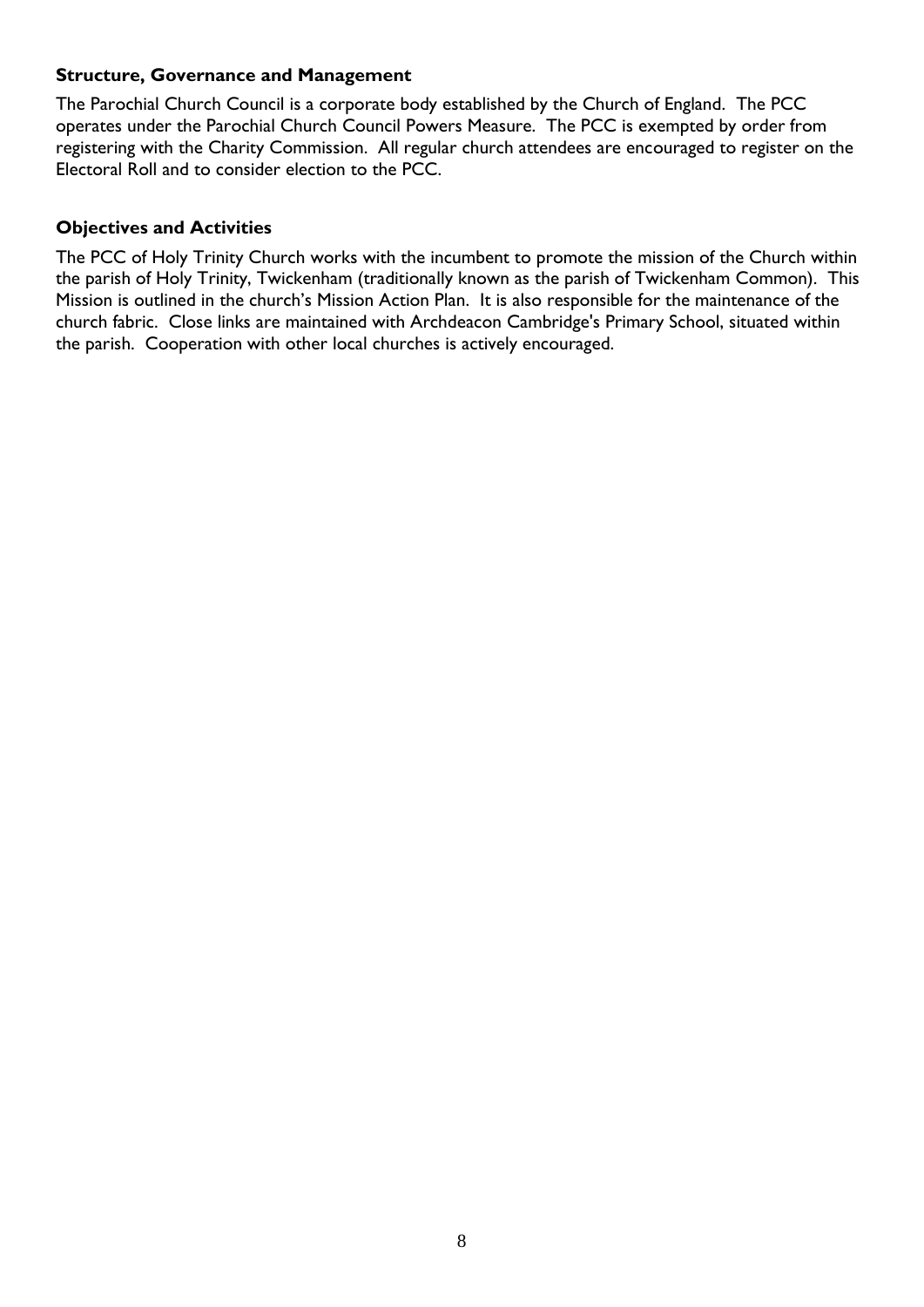**Structure, Governance and Management**

The Parochial Church Council is a corporate body established by the Church of England. The PCC operates under the Parochial Church Council Powers Measure. The PCC is exempted by order from registering with the Charity Commission. All regular church attendees are encouraged to register on the Electoral Roll and to consider election to the PCC.

**Objectives and Activities**

The PCC of Holy Trinity Church works with the incumbent to promote the mission of the Church within the parish of Holy Trinity, Twickenham (traditionally known as the parish of Twickenham Common). This Mission is outlined in the church's Mission Action Plan. It is also responsible for the maintenance of the church fabric. Close links are maintained with Archdeacon Cambridge's Primary School, situated within the parish. Cooperation with other local churches is actively encouraged.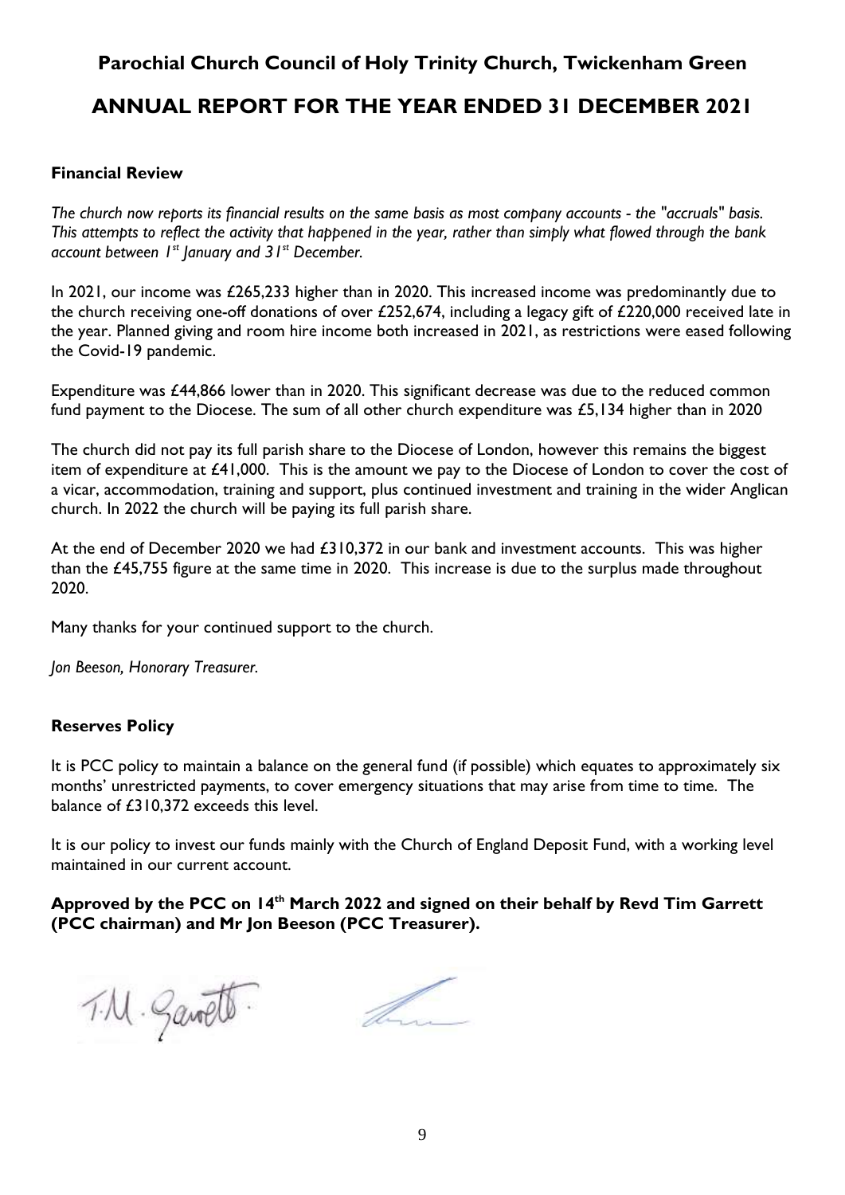# Parochial Church Council of Holy Trinity Church, Twickenham Green

# ANNUAL REPORT FOR THE YEAR ENDED 31 DECEMBER 2021

### Financial Review

*The church now reports its financial results on the same basis as most company accounts - the "accruals" basis. This attempts to reflect the activity that happened in the year, rather than simply what flowed through the bank account between 1st January and 31st December.*

In 2021, our income was £265,233 higher than in 2020. This increased income was predominantly due to the church receiving one-off donations of over £252,674, including a legacy gift of £220,000 received late in the year. Planned giving and room hire income both increased in 2021, as restrictions were eased following the Covid-19 pandemic.

Expenditure was £44,866 lower than in 2020. This significant decrease was due to the reduced common fund payment to the Diocese. The sum of all other church expenditure was £5,134 higher than in 2020

The church did not pay its full parish share to the Diocese of London, however this remains the biggest item of expenditure at £41,000. This is the amount we pay to the Diocese of London to cover the cost of a vicar, accommodation, training and support, plus continued investment and training in the wider Anglican church. In 2022 the church will be paying its full parish share.

At the end of December 2020 we had £310,372 in our bank and investment accounts. This was higher than the £45,755 figure at the same time in 2020. This increase is due to the surplus made throughout 2020.

Many thanks for your continued support to the church.

*Jon Beeson, Honorary Treasurer.*

### Reserves Policy

It is PCC policy to maintain a balance on the general fund (if possible) which equates to approximately six months' unrestricted payments, to cover emergency situations that may arise from time to time. The balance of £310,372 exceeds this level.

It is our policy to invest our funds mainly with the Church of England Deposit Fund, with a working level maintained in our current account.

**Approved by the PCC on 14th March 2022 and signed on their behalf by Revd Tim Garrett (PCC chairman) and Mr Jon Beeson (PCC Treasurer).**

T.M. Garrett.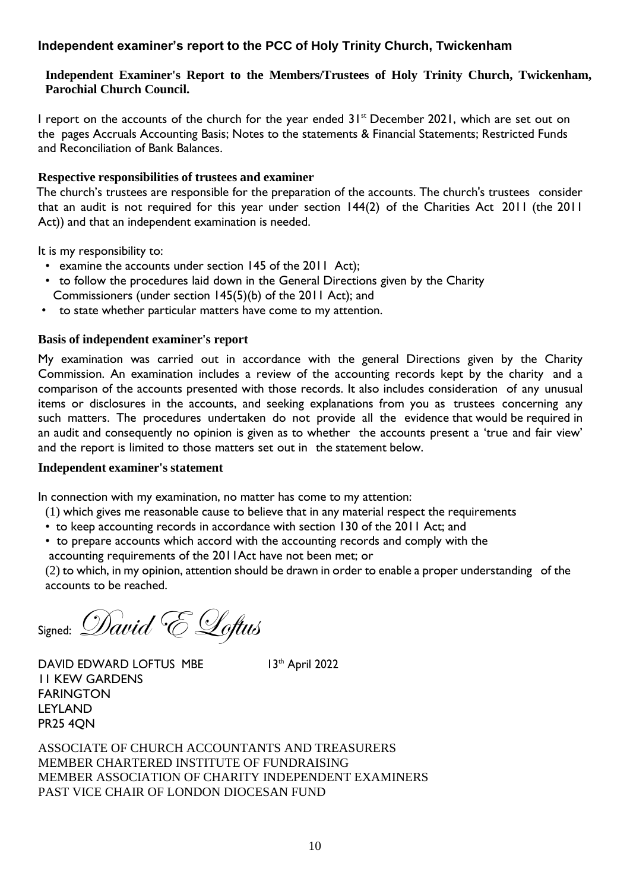## Independent examiner's report to the PCC of Holy Trinity Church, Twickenham

**Independent Examiner's Report to the Members/Trustees of Holy Trinity Church, Twickenham, Parochial Church Council.**

I report on the accounts of the church for the year ended 31st December 2021, which are set out on the pages Accruals Accounting Basis; Notes to the statements & Financial Statements; Restricted Funds and Reconciliation of Bank Balances.

### Respective responsibilities of trustees and examiner

The church's trustees are responsible for the preparation of the accounts. The church's trustees consider that an audit is not required for this year under section 144(2) of the Charities Act 2011 (the 2011 Act)) and that an independent examination is needed.

It is my responsibility to:

- examine the accounts under section 145 of the 2011 Act);
- to follow the procedures laid down in the General Directions given by the Charity Commissioners (under section 145(5)(b) of the 2011 Act); and
- to state whether particular matters have come to my attention.

### Basis of independent examiner's report

My examination was carried out in accordance with the general Directions given by the Charity Commission. An examination includes a review of the accounting records kept by the charity and a comparison of the accounts presented with those records. It also includes consideration of any unusual items or disclosures in the accounts, and seeking explanations from you as trustees concerning any such matters. The procedures undertaken do not provide all the evidence that would be required in an audit and consequently no opinion is given as to whether the accounts present a 'true and fair view' and the report is limited to those matters set out in the statement below.

### Independent examiner's statement

In connection with my examination, no matter has come to my attention:

(1) which gives me reasonable cause to believe that in any material respect the requirements

- to keep accounting records in accordance with section 130 of the 2011 Act; and
- to prepare accounts which accord with the accounting records and comply with the accounting requirements of the 2011Act have not been met; or

(2) to which, in my opinion, attention should be drawn in order to enable a proper understanding of the accounts to be reached.

Signed: *David E Loftus*

DAVID EDWARD LOFTUS MBE 13th April 2022
11 KEW GARDENS
FARINGTON
LEYLAND
PR25 4QN

ASSOCIATE OF CHURCH ACCOUNTANTS AND TREASURERS
MEMBER CHARTERED INSTITUTE OF FUNDRAISING
MEMBER ASSOCIATION OF CHARITY INDEPENDENT EXAMINERS
PAST VICE CHAIR OF LONDON DIOCESAN FUND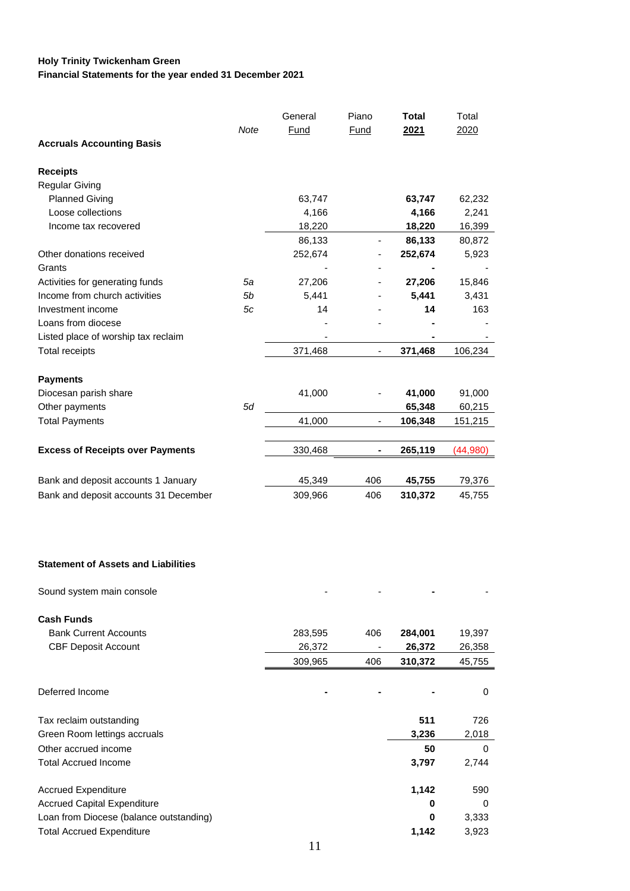**Holy Trinity Twickenham Green**
**Financial Statements for the year ended 31 December 2021**

| | Note | General Fund | Piano Fund | **Total 2021** | Total 2020 |
|---|---|---|---|---|---|
| **Accruals Accounting Basis** | | | | | |
| **Receipts** | | | | | |
| Regular Giving | | | | | |
| Planned Giving | | 63,747 | | **63,747** | 62,232 |
| Loose collections | | 4,166 | | **4,166** | 2,241 |
| Income tax recovered | | 18,220 | | **18,220** | 16,399 |
| | | 86,133 | - | **86,133** | 80,872 |
| Other donations received | | 252,674 | - | **252,674** | 5,923 |
| Grants | | - | - | **-** | - |
| Activities for generating funds | *5a* | 27,206 | - | **27,206** | 15,846 |
| Income from church activities | *5b* | 5,441 | - | **5,441** | 3,431 |
| Investment income | *5c* | 14 | - | **14** | 163 |
| Loans from diocese | | - | - | **-** | - |
| Listed place of worship tax reclaim | | - | - | **-** | - |
| Total receipts | | 371,468 | - | **371,468** | 106,234 |
| **Payments** | | | | | |
| Diocesan parish share | | 41,000 | - | **41,000** | 91,000 |
| Other payments | *5d* | | | **65,348** | 60,215 |
| Total Payments | | 41,000 | - | **106,348** | 151,215 |
| **Excess of Receipts over Payments** | | 330,468 | **-** | **265,119** | (44,980) |
| Bank and deposit accounts 1 January | | 45,349 | 406 | **45,755** | 79,376 |
| Bank and deposit accounts 31 December | | 309,966 | 406 | **310,372** | 45,755 |

**Statement of Assets and Liabilities**

| | General Fund | Piano Fund | **Total 2021** | Total 2020 |
|---|---|---|---|---|
| Sound system main console | - | - | **-** | - |
| **Cash Funds** | | | | |
| Bank Current Accounts | 283,595 | 406 | **284,001** | 19,397 |
| CBF Deposit Account | 26,372 | - | **26,372** | 26,358 |
| | 309,965 | 406 | **310,372** | 45,755 |
| Deferred Income | **-** | **-** | **-** | 0 |
| Tax reclaim outstanding | | | **511** | 726 |
| Green Room lettings accruals | | | **3,236** | 2,018 |
| Other accrued income | | | **50** | 0 |
| Total Accrued Income | | | **3,797** | 2,744 |
| Accrued Expenditure | | | **1,142** | 590 |
| Accrued Capital Expenditure | | | **0** | 0 |
| Loan from Diocese (balance outstanding) | | | **0** | 3,333 |
| Total Accrued Expenditure | | | **1,142** | 3,923 |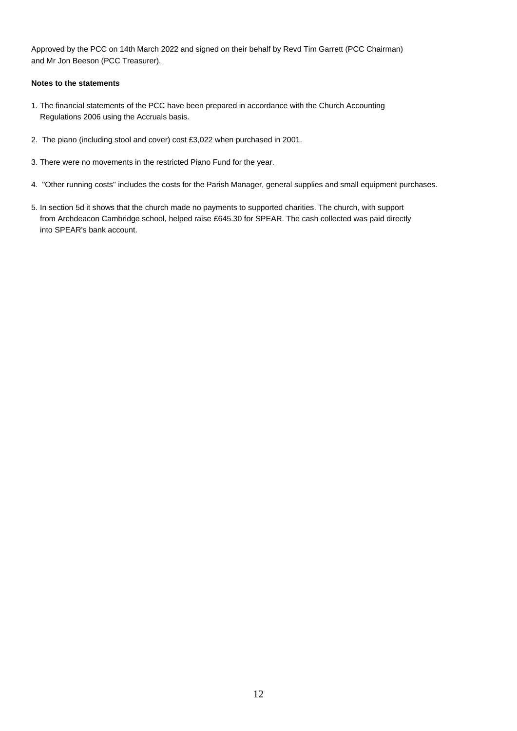Approved by the PCC on 14th March 2022 and signed on their behalf by Revd Tim Garrett (PCC Chairman) and Mr Jon Beeson (PCC Treasurer).

**Notes to the statements**

1. The financial statements of the PCC have been prepared in accordance with the Church Accounting Regulations 2006 using the Accruals basis.

2. The piano (including stool and cover) cost £3,022 when purchased in 2001.

3. There were no movements in the restricted Piano Fund for the year.

4. "Other running costs" includes the costs for the Parish Manager, general supplies and small equipment purchases.

5. In section 5d it shows that the church made no payments to supported charities. The church, with support from Archdeacon Cambridge school, helped raise £645.30 for SPEAR. The cash collected was paid directly into SPEAR's bank account.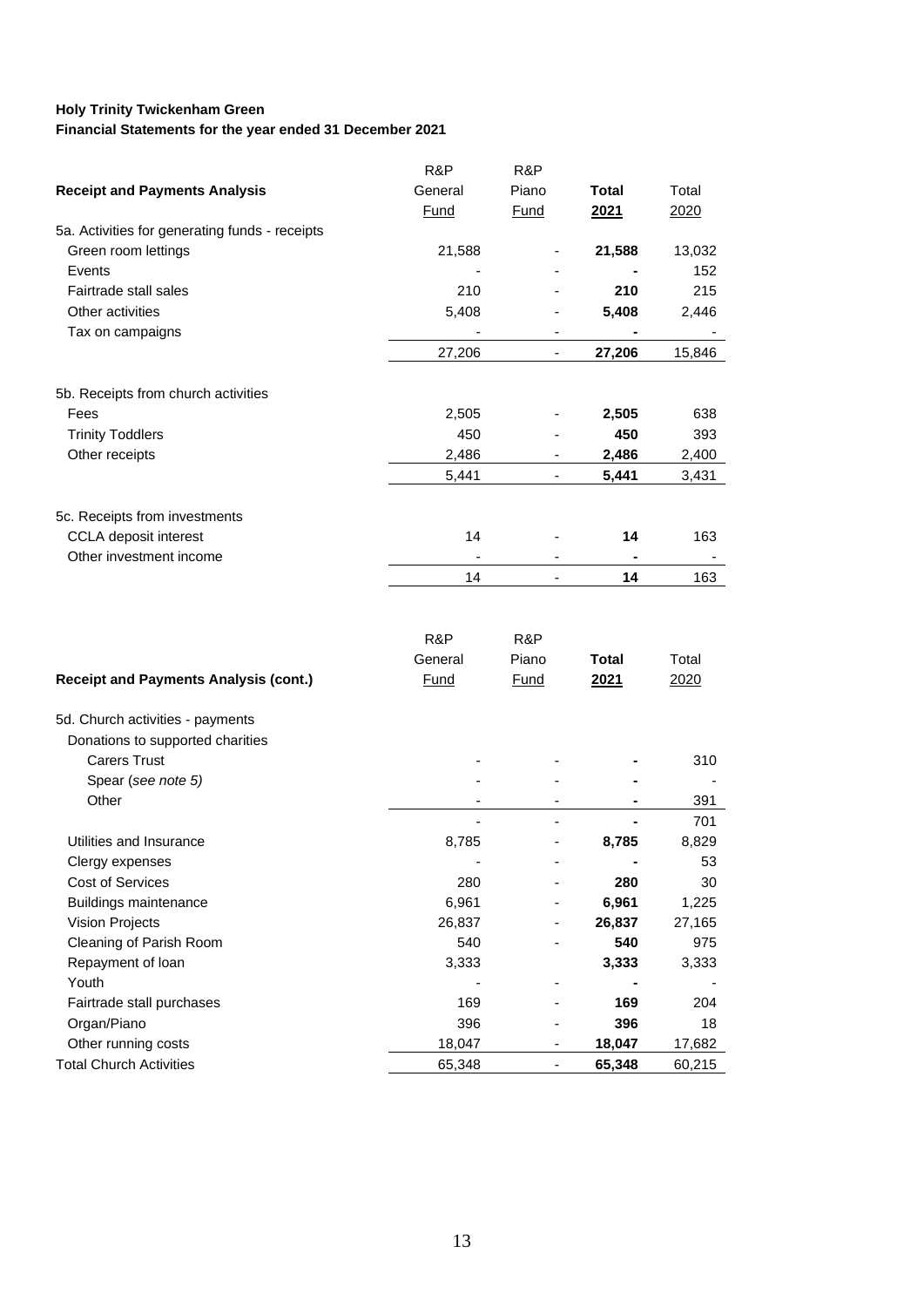**Holy Trinity Twickenham Green**
**Financial Statements for the year ended 31 December 2021**

| **Receipt and Payments Analysis** | R&P General Fund | R&P Piano Fund | **Total 2021** | Total 2020 |
|---|---|---|---|---|
| 5a. Activities for generating funds - receipts | | | | |
| Green room lettings | 21,588 | - | **21,588** | 13,032 |
| Events | - | - | **-** | 152 |
| Fairtrade stall sales | 210 | - | **210** | 215 |
| Other activities | 5,408 | - | **5,408** | 2,446 |
| Tax on campaigns | - | - | **-** | - |
| | 27,206 | - | **27,206** | 15,846 |
| 5b. Receipts from church activities | | | | |
| Fees | 2,505 | - | **2,505** | 638 |
| Trinity Toddlers | 450 | - | **450** | 393 |
| Other receipts | 2,486 | - | **2,486** | 2,400 |
| | 5,441 | - | **5,441** | 3,431 |
| 5c. Receipts from investments | | | | |
| CCLA deposit interest | 14 | - | **14** | 163 |
| Other investment income | - | - | **-** | - |
| | 14 | - | **14** | 163 |

| **Receipt and Payments Analysis (cont.)** | R&P General Fund | R&P Piano Fund | **Total 2021** | Total 2020 |
|---|---|---|---|---|
| 5d. Church activities - payments | | | | |
| Donations to supported charities | | | | |
| Carers Trust | - | - | **-** | 310 |
| Spear (*see note 5)* | - | - | **-** | - |
| Other | - | - | **-** | 391 |
| | - | - | **-** | 701 |
| Utilities and Insurance | 8,785 | - | **8,785** | 8,829 |
| Clergy expenses | - | - | **-** | 53 |
| Cost of Services | 280 | - | **280** | 30 |
| Buildings maintenance | 6,961 | - | **6,961** | 1,225 |
| Vision Projects | 26,837 | - | **26,837** | 27,165 |
| Cleaning of Parish Room | 540 | - | **540** | 975 |
| Repayment of loan | 3,333 | | **3,333** | 3,333 |
| Youth | - | - | **-** | - |
| Fairtrade stall purchases | 169 | - | **169** | 204 |
| Organ/Piano | 396 | - | **396** | 18 |
| Other running costs | 18,047 | - | **18,047** | 17,682 |
| Total Church Activities | 65,348 | - | **65,348** | 60,215 |